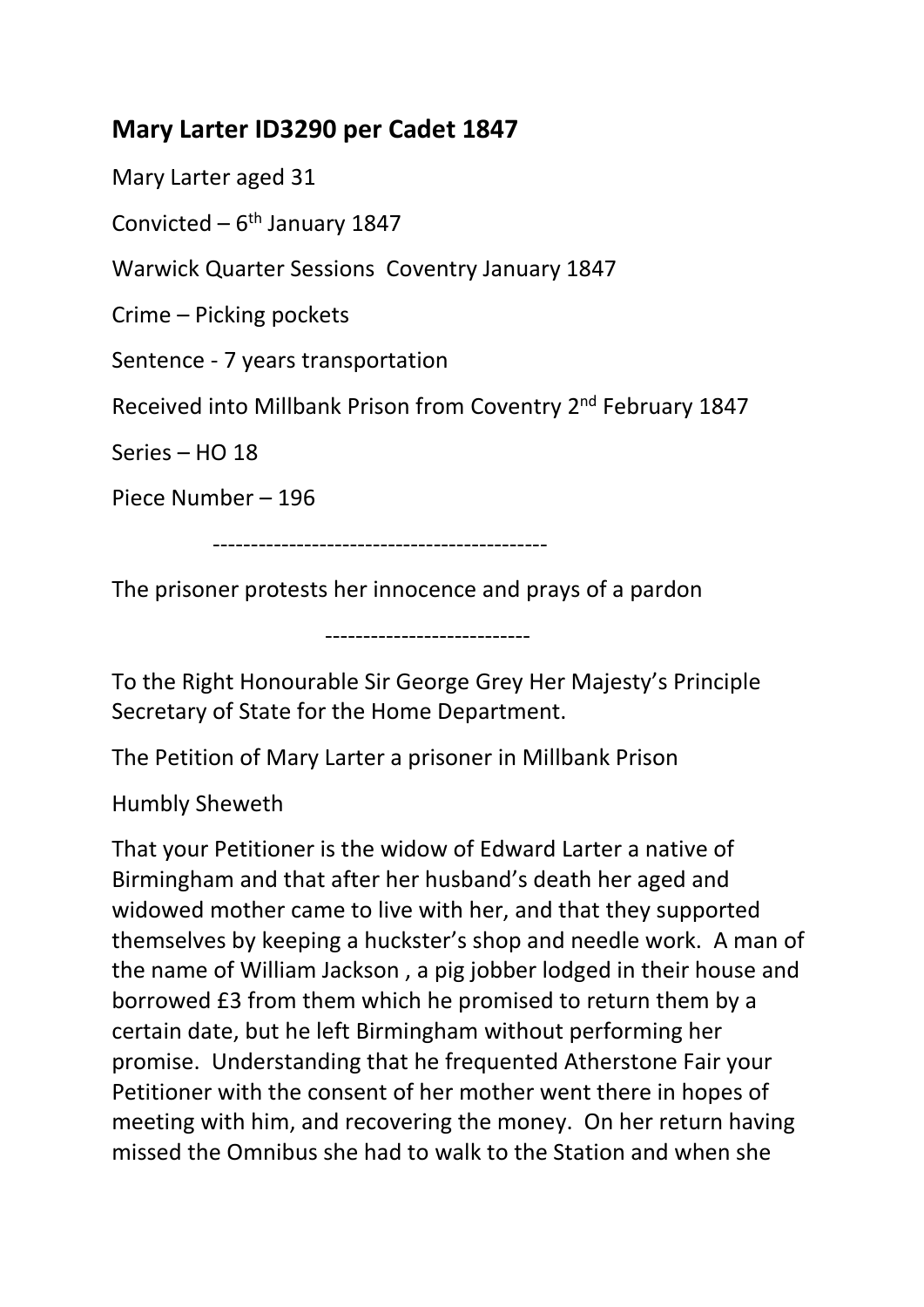## Mary Larter ID3290 per Cadet 1847

Mary Larter aged 31

Convicted – 6th January 1847

Warwick Quarter Sessions  Coventry January 1847

Crime – Picking pockets

Sentence - 7 years transportation

Received into Millbank Prison from Coventry 2nd February 1847

Series – HO 18

Piece Number – 196

--------------------------------------------

The prisoner protests her innocence and prays of a pardon

---------------------------

To the Right Honourable Sir George Grey Her Majesty's Principle Secretary of State for the Home Department.

The Petition of Mary Larter a prisoner in Millbank Prison

Humbly Sheweth

That your Petitioner is the widow of Edward Larter a native of Birmingham and that after her husband's death her aged and widowed mother came to live with her, and that they supported themselves by keeping a huckster's shop and needle work.  A man of the name of William Jackson , a pig jobber lodged in their house and borrowed £3 from them which he promised to return them by a certain date, but he left Birmingham without performing her promise.  Understanding that he frequented Atherstone Fair your Petitioner with the consent of her mother went there in hopes of meeting with him, and recovering the money.  On her return having missed the Omnibus she had to walk to the Station and when she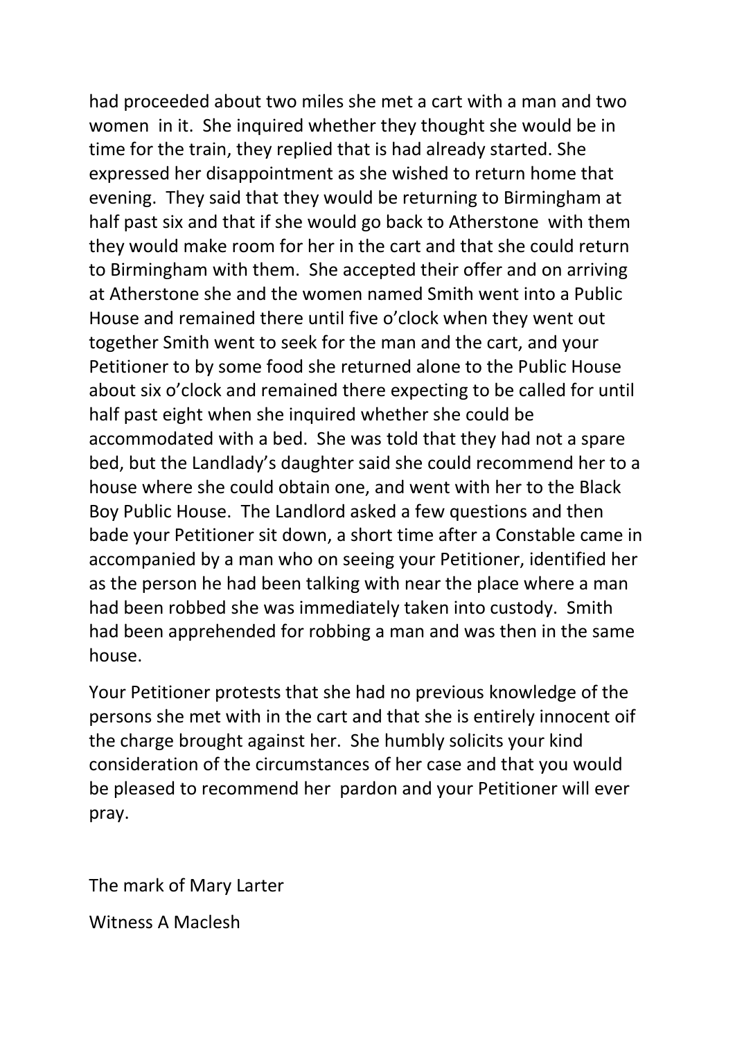had proceeded about two miles she met a cart with a man and two women in it. She inquired whether they thought she would be in time for the train, they replied that is had already started. She expressed her disappointment as she wished to return home that evening. They said that they would be returning to Birmingham at half past six and that if she would go back to Atherstone with them they would make room for her in the cart and that she could return to Birmingham with them. She accepted their offer and on arriving at Atherstone she and the women named Smith went into a Public House and remained there until five o'clock when they went out together Smith went to seek for the man and the cart, and your Petitioner to by some food she returned alone to the Public House about six o'clock and remained there expecting to be called for until half past eight when she inquired whether she could be accommodated with a bed. She was told that they had not a spare bed, but the Landlady's daughter said she could recommend her to a house where she could obtain one, and went with her to the Black Boy Public House. The Landlord asked a few questions and then bade your Petitioner sit down, a short time after a Constable came in accompanied by a man who on seeing your Petitioner, identified her as the person he had been talking with near the place where a man had been robbed she was immediately taken into custody. Smith had been apprehended for robbing a man and was then in the same house.

Your Petitioner protests that she had no previous knowledge of the persons she met with in the cart and that she is entirely innocent oif the charge brought against her. She humbly solicits your kind consideration of the circumstances of her case and that you would be pleased to recommend her pardon and your Petitioner will ever pray.

The mark of Mary Larter

Witness A Maclesh